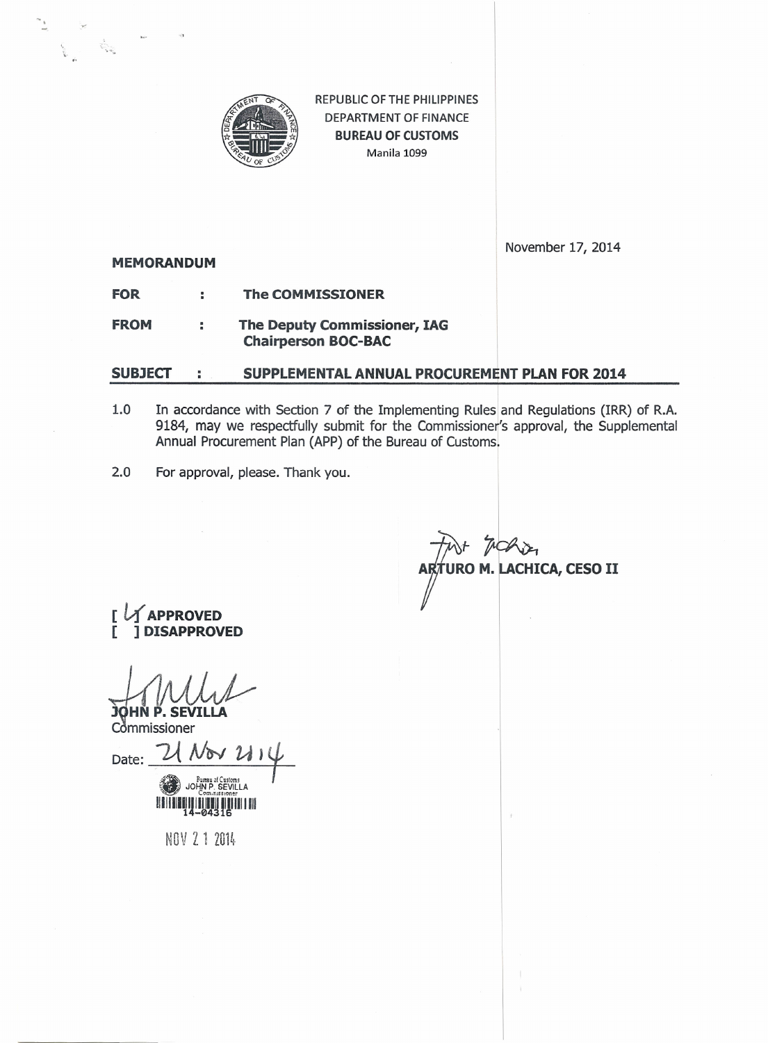REPUBLIC OF THE PHILIPPINES
DEPARTMENT OF FINANCE
**BUREAU OF CUSTOMS**
Manila 1099

November 17, 2014

**MEMORANDUM**

**FOR** : **The COMMISSIONER**

**FROM** : **The Deputy Commissioner, IAG**
**Chairperson BOC-BAC**

**SUBJECT** : **SUPPLEMENTAL ANNUAL PROCUREMENT PLAN FOR 2014**

1.0 In accordance with Section 7 of the Implementing Rules and Regulations (IRR) of R.A. 9184, may we respectfully submit for the Commissioner's approval, the Supplemental Annual Procurement Plan (APP) of the Bureau of Customs.

2.0 For approval, please. Thank you.

**ARTURO M. LACHICA, CESO II**

[ ✓ ] **APPROVED**
[ ] **DISAPPROVED**

**JOHN P. SEVILLA**
Commissioner

Date: 21 Nov 2014

Bureau of Customs
JOHN P. SEVILLA
Commissioner
14-04316

NOV 21 2014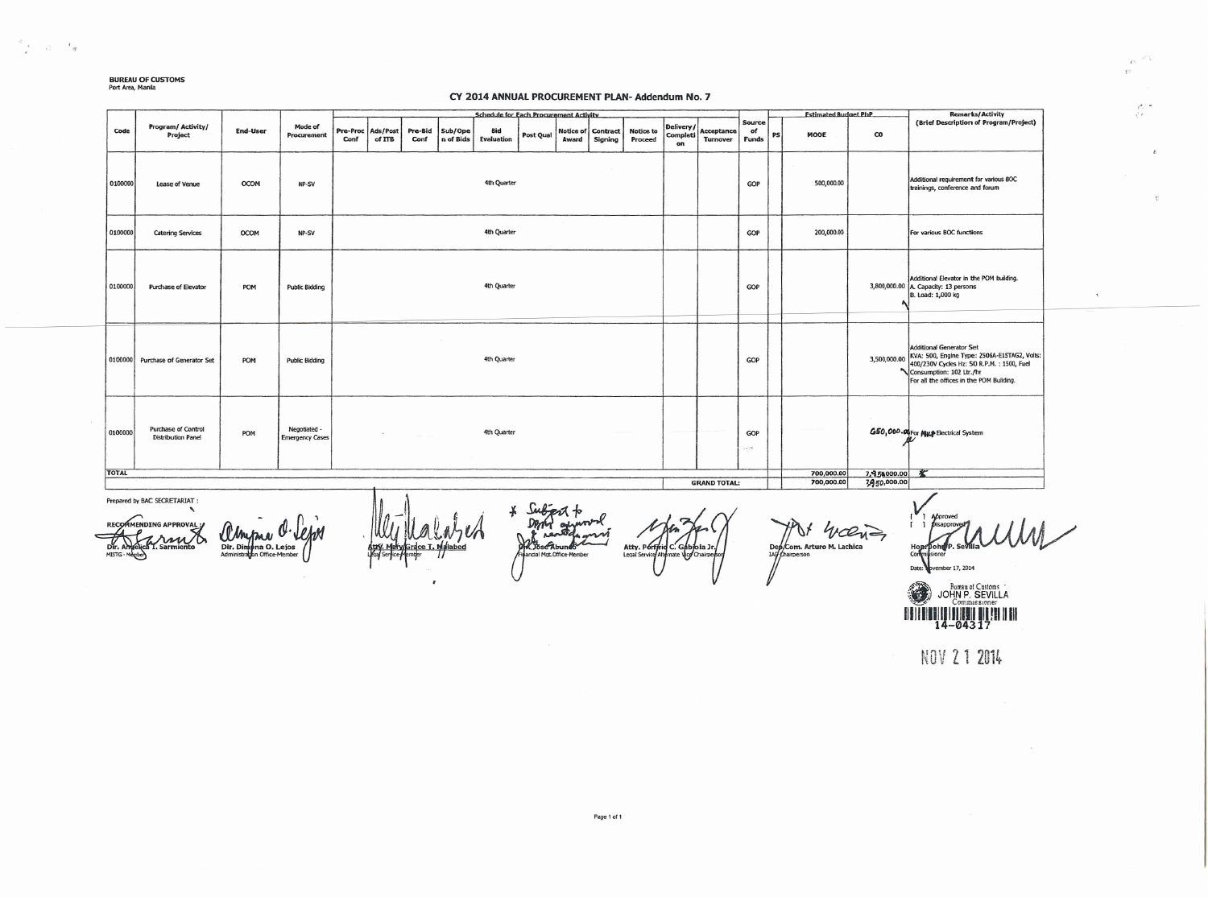**BUREAU OF CUSTOMS**
Port Area, Manila

## CY 2014 ANNUAL PROCUREMENT PLAN- Addendum No. 7

| Code | Program/ Activity/ Project | End-User | Mode of Procurement | Schedule for Each Procurement Activity | | | | | | | | | | | | Source of Funds | Estimated Budget PhP | | | Remarks/Activity (Brief Description of Program/Project) |
|---|---|---|---|---|---|---|---|---|---|---|---|---|---|---|---|---|---|---|---|---|
| | | | | Pre-Proc Conf | Ads/Post of ITB | Pre-Bid Conf | Sub/Open of Bids | Bid Evaluation | Post Qual | Notice of Award | Contract Signing | Notice to Proceed | Delivery/ Completion | Acceptance Turnover | | | PS | MOOE | CO | |
| 0100000 | Lease of Venue | OCOM | NP-SV | 4th Quarter | | | | | | | | | | | | GOP | | 500,000.00 | | Additional requirement for various BOC trainings, conference and forum |
| 0100000 | Catering Services | OCOM | NP-SV | 4th Quarter | | | | | | | | | | | | GOP | | 200,000.00 | | For various BOC functions |
| 0100000 | Purchase of Elevator | POM | Public Bidding | 4th Quarter | | | | | | | | | | | | GOP | | | 3,800,000.00 | Additional Elevator in the POM building. A. Capacity: 13 persons B. Load: 1,000 kg |
| 0100000 | Purchase of Generator Set | POM | Public Bidding | 4th Quarter | | | | | | | | | | | | GOP | | | 3,500,000.00 | Additional Generator Set KVA: 500, Engine Type: 2506A-E15TAG2, Volts: 400/230V Cycles Hz: 50 R.P.M. : 1500, Fuel Consumption: 102 Ltr./hr For all the offices in the POM Building. |
| 0100000 | Purchase of Control Distribution Panel | POM | Negotiated - Emergency Cases | 4th Quarter | | | | | | | | | | | | GOP | | | 650,000.00 | For MICP Electrical System |
| TOTAL | | | | | | | | | | | | | | | | | | 700,000.00 | 7,950,000.00 | |
| | | | | | | | | | | | | | | GRAND TOTAL: | | | | 700,000.00 | 7,950,000.00 | |

Prepared by BAC SECRETARIAT :

RECOMMENDING APPROVAL :

Dir. Angelica I. Sarmiento
MISTG - Member

Dir. Dimpna O. Lejos
Administration Office-Member

Atty. Mary Grace T. Malabed
Legal Service-Member

\* Subject to DBM approval & restrictions

Dr. Jose Abundo
Financial Mgt.Office-Member

Atty. Porfirio C. Gabriola Jr.
Legal Service Alternate Vice Chairperson

Dep.Com. Arturo M. Lachica
IAG-Chairperson

[ ✓ ] Approved
[ ] Disapproved

Hon. John P. Sevilla
Commissioner

Date: November 17, 2014

Bureau of Customs
JOHN P. SEVILLA
Commissioner
14-04317

NOV 21 2014